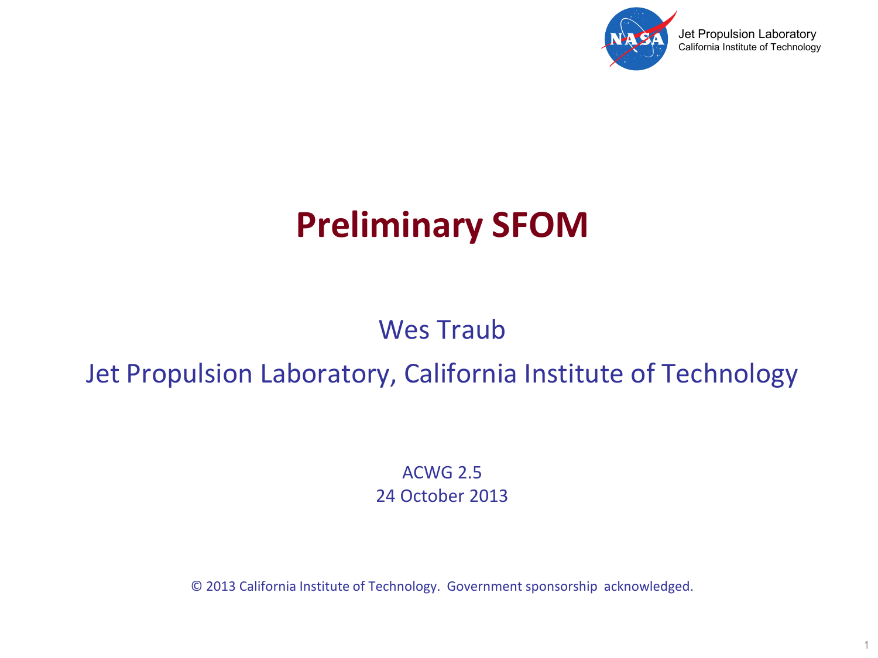Jet Propulsion Laboratory
California Institute of Technology

# Preliminary SFOM

Wes Traub

Jet Propulsion Laboratory, California Institute of Technology

ACWG 2.5
24 October 2013

© 2013 California Institute of Technology. Government sponsorship acknowledged.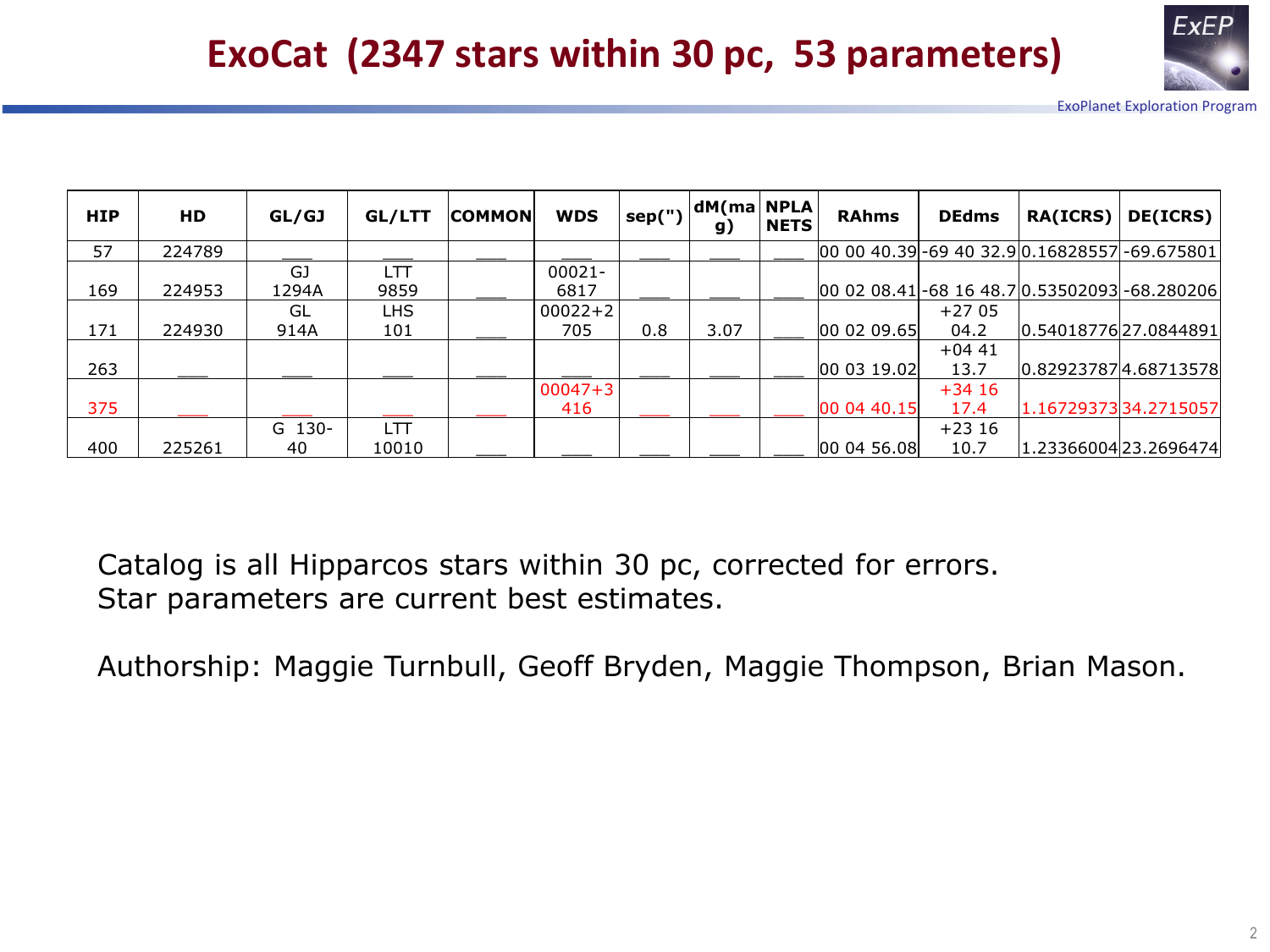# ExoCat (2347 stars within 30 pc, 53 parameters)

| HIP | HD | GL/GJ | GL/LTT | COMMON | WDS | sep(") | dM(mag) | NPLANETS | RAhms | DEdms | RA(ICRS) | DE(ICRS) |
|---|---|---|---|---|---|---|---|---|---|---|---|---|
| 57 | 224789 | ___ | ___ | ___ | ___ | ___ | ___ | ___ | 00 00 40.39 | -69 40 32.9 | 0.16828557 | -69.675801 |
| 169 | 224953 | GJ 1294A | LTT 9859 | ___ | 00021-6817 | ___ | ___ | ___ | 00 02 08.41 | -68 16 48.7 | 0.53502093 | -68.280206 |
| 171 | 224930 | GL 914A | LHS 101 | ___ | 00022+2705 | 0.8 | 3.07 | ___ | 00 02 09.65 | +27 05 04.2 | 0.54018776 | 27.0844891 |
| 263 | ___ | ___ | ___ | ___ | ___ | ___ | ___ | ___ | 00 03 19.02 | +04 41 13.7 | 0.82923787 | 4.68713578 |
| 375 | ___ | ___ | ___ | ___ | 00047+3416 | ___ | ___ | ___ | 00 04 40.15 | +34 16 17.4 | 1.16729373 | 34.2715057 |
| 400 | 225261 | G 130-40 | LTT 10010 | ___ | ___ | ___ | ___ | ___ | 00 04 56.08 | +23 16 10.7 | 1.23366004 | 23.2696474 |

Catalog is all Hipparcos stars within 30 pc, corrected for errors.
Star parameters are current best estimates.

Authorship: Maggie Turnbull, Geoff Bryden, Maggie Thompson, Brian Mason.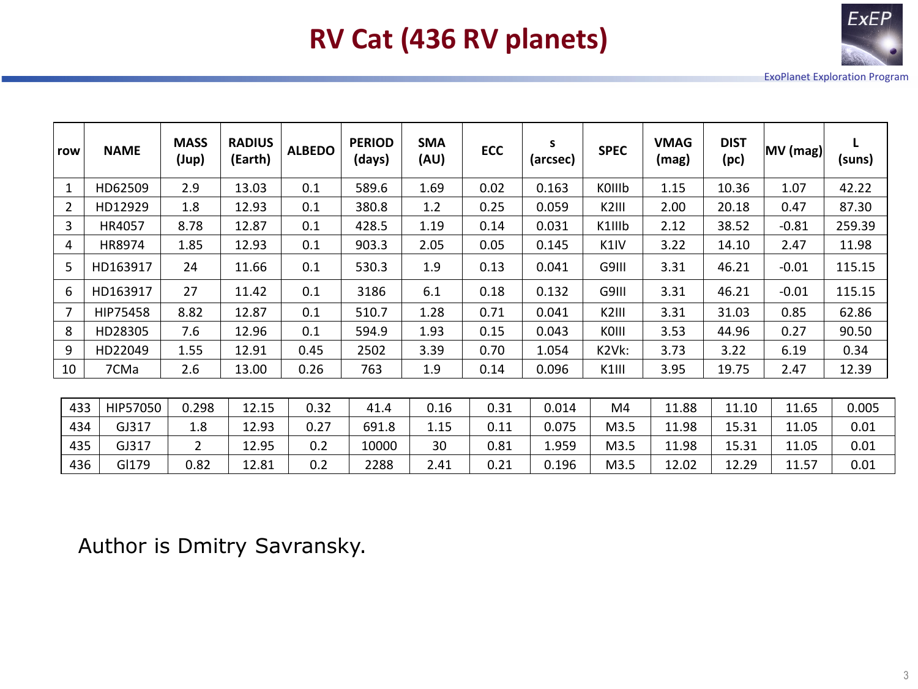# RV Cat (436 RV planets)

| row | NAME | MASS (Jup) | RADIUS (Earth) | ALBEDO | PERIOD (days) | SMA (AU) | ECC | s (arcsec) | SPEC | VMAG (mag) | DIST (pc) | MV (mag) | L (suns) |
|---|---|---|---|---|---|---|---|---|---|---|---|---|---|
| 1 | HD62509 | 2.9 | 13.03 | 0.1 | 589.6 | 1.69 | 0.02 | 0.163 | K0IIIb | 1.15 | 10.36 | 1.07 | 42.22 |
| 2 | HD12929 | 1.8 | 12.93 | 0.1 | 380.8 | 1.2 | 0.25 | 0.059 | K2III | 2.00 | 20.18 | 0.47 | 87.30 |
| 3 | HR4057 | 8.78 | 12.87 | 0.1 | 428.5 | 1.19 | 0.14 | 0.031 | K1IIIb | 2.12 | 38.52 | -0.81 | 259.39 |
| 4 | HR8974 | 1.85 | 12.93 | 0.1 | 903.3 | 2.05 | 0.05 | 0.145 | K1IV | 3.22 | 14.10 | 2.47 | 11.98 |
| 5 | HD163917 | 24 | 11.66 | 0.1 | 530.3 | 1.9 | 0.13 | 0.041 | G9III | 3.31 | 46.21 | -0.01 | 115.15 |
| 6 | HD163917 | 27 | 11.42 | 0.1 | 3186 | 6.1 | 0.18 | 0.132 | G9III | 3.31 | 46.21 | -0.01 | 115.15 |
| 7 | HIP75458 | 8.82 | 12.87 | 0.1 | 510.7 | 1.28 | 0.71 | 0.041 | K2III | 3.31 | 31.03 | 0.85 | 62.86 |
| 8 | HD28305 | 7.6 | 12.96 | 0.1 | 594.9 | 1.93 | 0.15 | 0.043 | K0III | 3.53 | 44.96 | 0.27 | 90.50 |
| 9 | HD22049 | 1.55 | 12.91 | 0.45 | 2502 | 3.39 | 0.70 | 1.054 | K2Vk: | 3.73 | 3.22 | 6.19 | 0.34 |
| 10 | 7CMa | 2.6 | 13.00 | 0.26 | 763 | 1.9 | 0.14 | 0.096 | K1III | 3.95 | 19.75 | 2.47 | 12.39 |
| 433 | HIP57050 | 0.298 | 12.15 | 0.32 | 41.4 | 0.16 | 0.31 | 0.014 | M4 | 11.88 | 11.10 | 11.65 | 0.005 |
| 434 | GJ317 | 1.8 | 12.93 | 0.27 | 691.8 | 1.15 | 0.11 | 0.075 | M3.5 | 11.98 | 15.31 | 11.05 | 0.01 |
| 435 | GJ317 | 2 | 12.95 | 0.2 | 10000 | 30 | 0.81 | 1.959 | M3.5 | 11.98 | 15.31 | 11.05 | 0.01 |
| 436 | Gl179 | 0.82 | 12.81 | 0.2 | 2288 | 2.41 | 0.21 | 0.196 | M3.5 | 12.02 | 12.29 | 11.57 | 0.01 |

Author is Dmitry Savransky.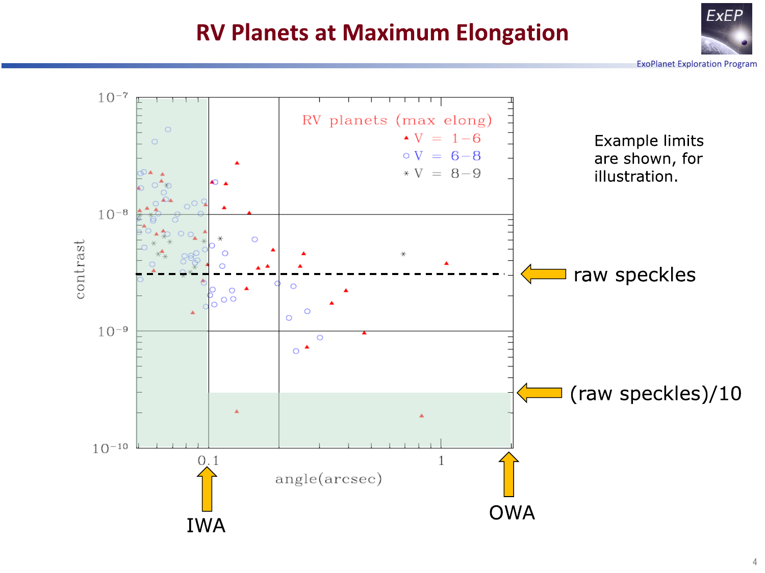# RV Planets at Maximum Elongation

RV planets (max elong)

- ▲ V = 1–6
- ○ V = 6–8
- * V = 8–9

contrast: $10^{-7}$, $10^{-8}$, $10^{-9}$, $10^{-10}$

angle(arcsec): 0.1, 1

Example limits are shown, for illustration.

raw speckles

(raw speckles)/10

IWA

OWA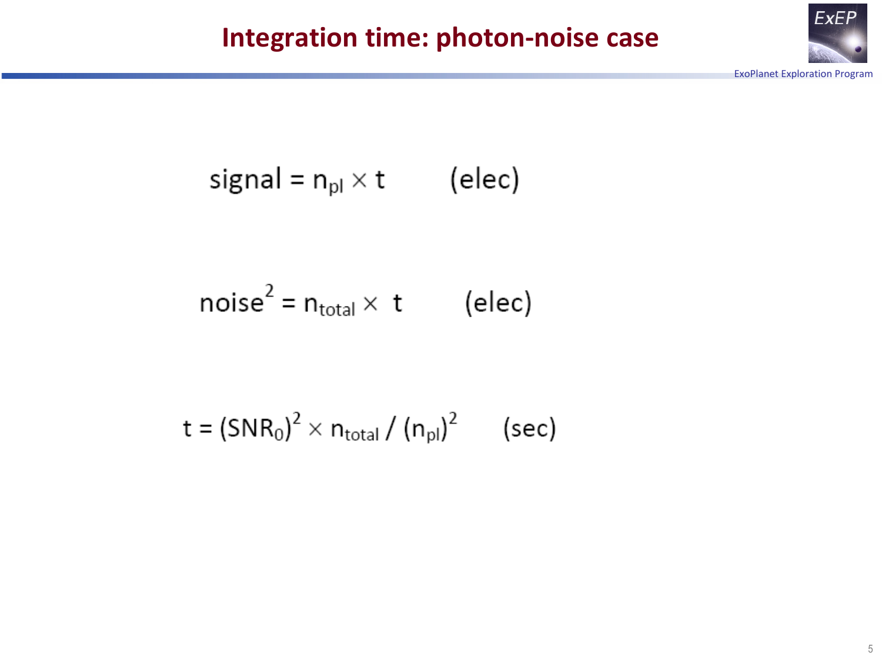# Integration time: photon-noise case

$$\text{signal} = n_{pl} \times t \qquad \text{(elec)}$$

$$\text{noise}^2 = n_{total} \times t \qquad \text{(elec)}$$

$$t = (SNR_0)^2 \times n_{total} / (n_{pl})^2 \qquad \text{(sec)}$$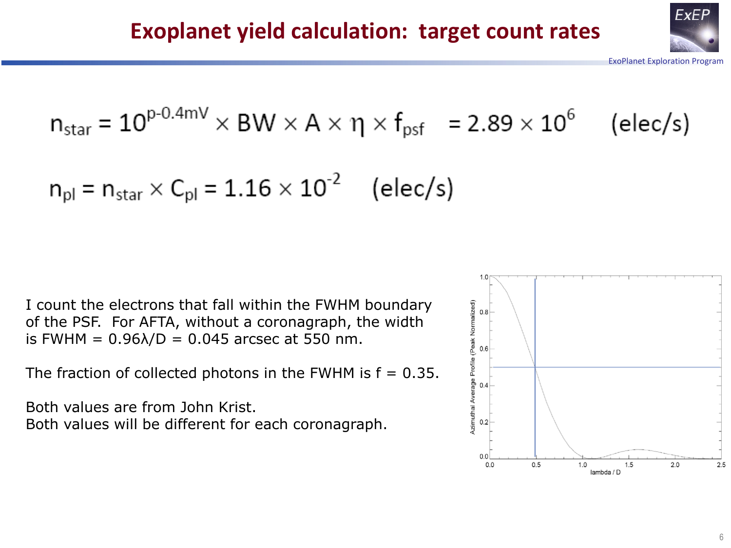# Exoplanet yield calculation: target count rates

$$n_{star} = 10^{p-0.4mV} \times BW \times A \times \eta \times f_{psf} = 2.89 \times 10^{6} \quad \text{(elec/s)}$$

$$n_{pl} = n_{star} \times C_{pl} = 1.16 \times 10^{-2} \quad \text{(elec/s)}$$

I count the electrons that fall within the FWHM boundary of the PSF. For AFTA, without a coronagraph, the width is FWHM = 0.96λ/D = 0.045 arcsec at 550 nm.

The fraction of collected photons in the FWHM is f = 0.35.

Both values are from John Krist.
Both values will be different for each coronagraph.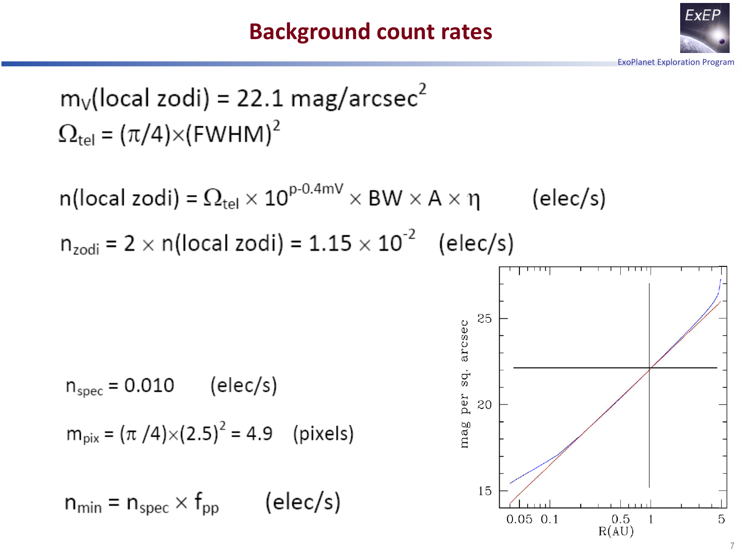# Background count rates

$m_V(\text{local zodi}) = 22.1\ \text{mag/arcsec}^2$

$\Omega_{tel} = (\pi/4)\times(\text{FWHM})^2$

$n(\text{local zodi}) = \Omega_{tel} \times 10^{p-0.4mV} \times \text{BW} \times A \times \eta$ (elec/s)

$n_{zodi} = 2 \times n(\text{local zodi}) = 1.15 \times 10^{-2}$ (elec/s)

$n_{spec} = 0.010$ (elec/s)

$m_{pix} = (\pi/4)\times(2.5)^2 = 4.9$ (pixels)

$n_{min} = n_{spec} \times f_{pp}$ (elec/s)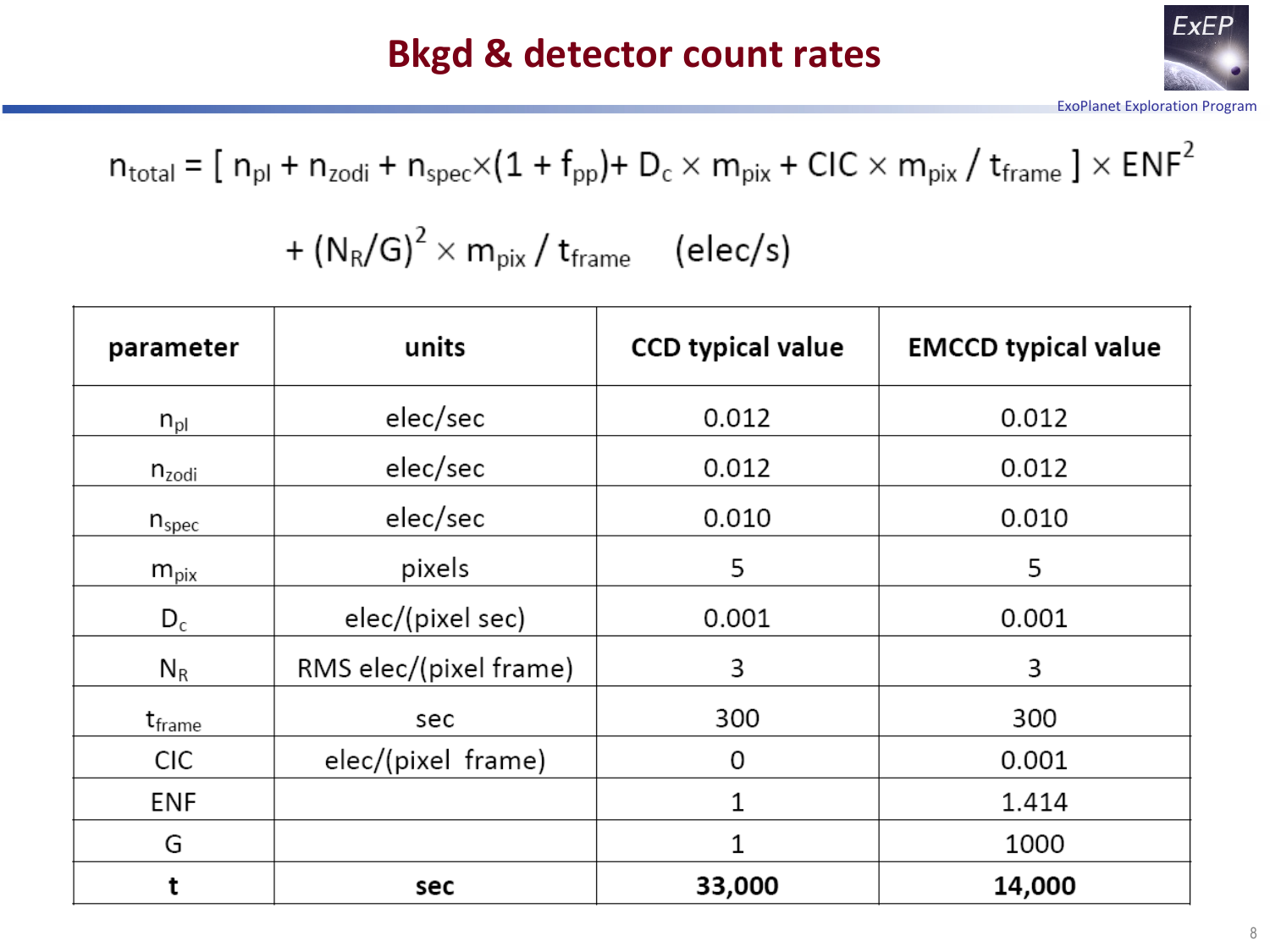# Bkgd & detector count rates

$$n_{total} = [\, n_{pl} + n_{zodi} + n_{spec} \times (1 + f_{pp}) + D_c \times m_{pix} + CIC \times m_{pix} / t_{frame} \,] \times ENF^2$$

$$+ (N_R/G)^2 \times m_{pix} / t_{frame} \qquad \text{(elec/s)}$$

| parameter | units | CCD typical value | EMCCD typical value |
|---|---|---|---|
| $n_{pl}$ | elec/sec | 0.012 | 0.012 |
| $n_{zodi}$ | elec/sec | 0.012 | 0.012 |
| $n_{spec}$ | elec/sec | 0.010 | 0.010 |
| $m_{pix}$ | pixels | 5 | 5 |
| $D_c$ | elec/(pixel sec) | 0.001 | 0.001 |
| $N_R$ | RMS elec/(pixel frame) | 3 | 3 |
| $t_{frame}$ | sec | 300 | 300 |
| CIC | elec/(pixel frame) | 0 | 0.001 |
| ENF | | 1 | 1.414 |
| G | | 1 | 1000 |
| **t** | **sec** | **33,000** | **14,000** |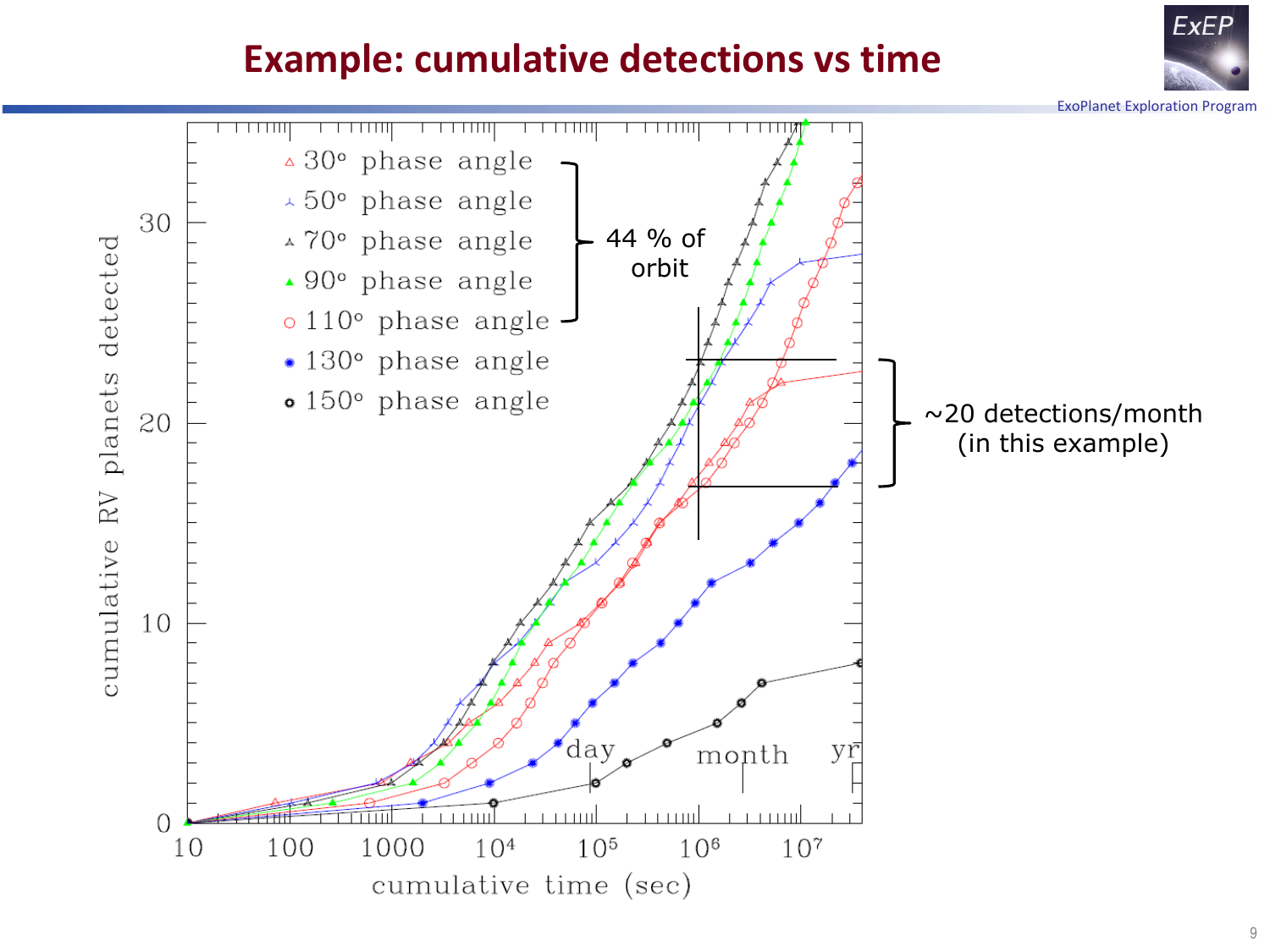# Example: cumulative detections vs time

- 30° phase angle
- 50° phase angle
- 70° phase angle
- 90° phase angle
- 110° phase angle
- 130° phase angle
- 150° phase angle

44 % of orbit

~20 detections/month (in this example)

cumulative RV planets detected

cumulative time (sec)

day month yr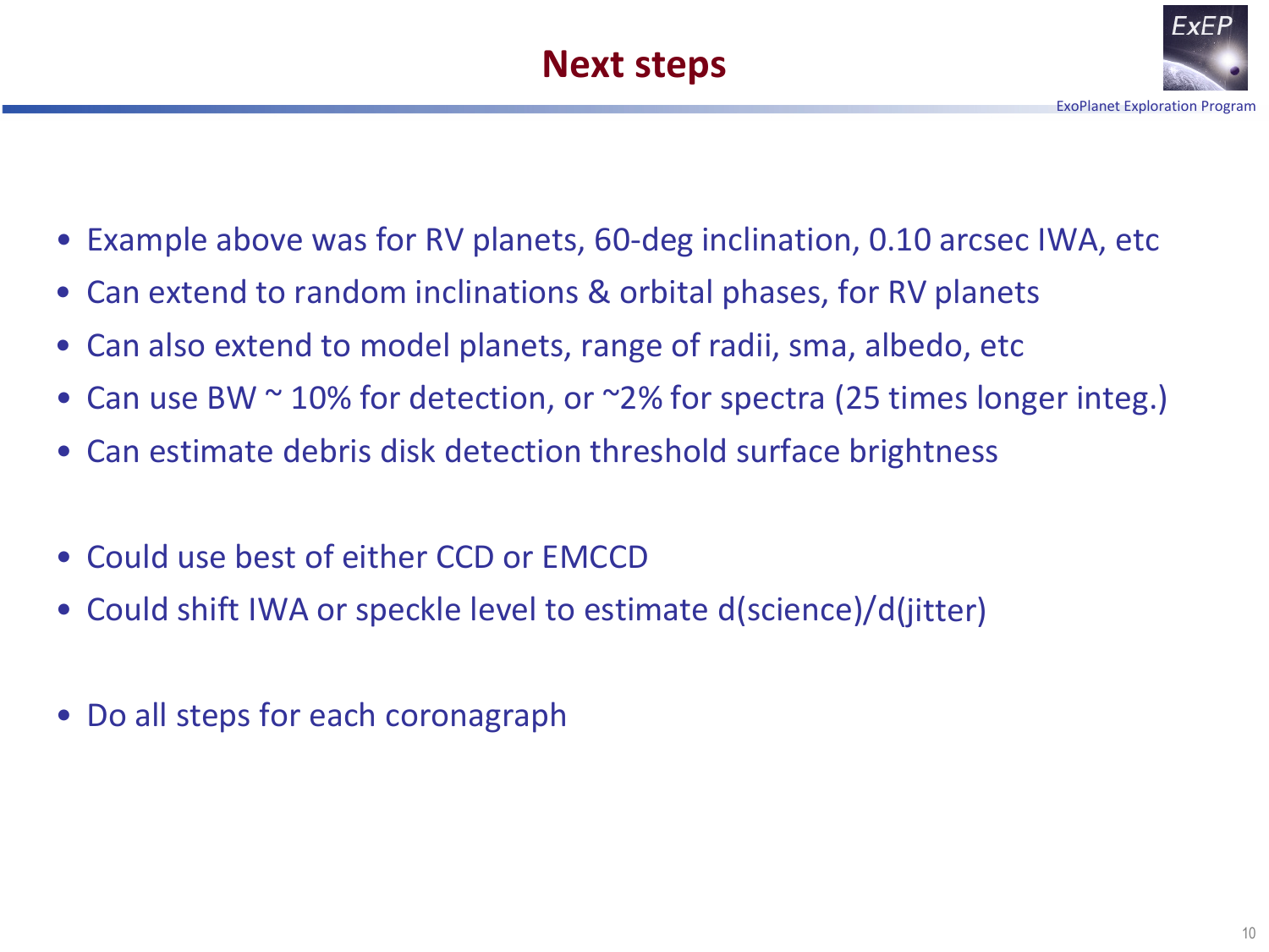# Next steps

- Example above was for RV planets, 60-deg inclination, 0.10 arcsec IWA, etc
- Can extend to random inclinations & orbital phases, for RV planets
- Can also extend to model planets, range of radii, sma, albedo, etc
- Can use BW ~ 10% for detection, or ~2% for spectra (25 times longer integ.)
- Can estimate debris disk detection threshold surface brightness

- Could use best of either CCD or EMCCD
- Could shift IWA or speckle level to estimate d(science)/d(jitter)

- Do all steps for each coronagraph